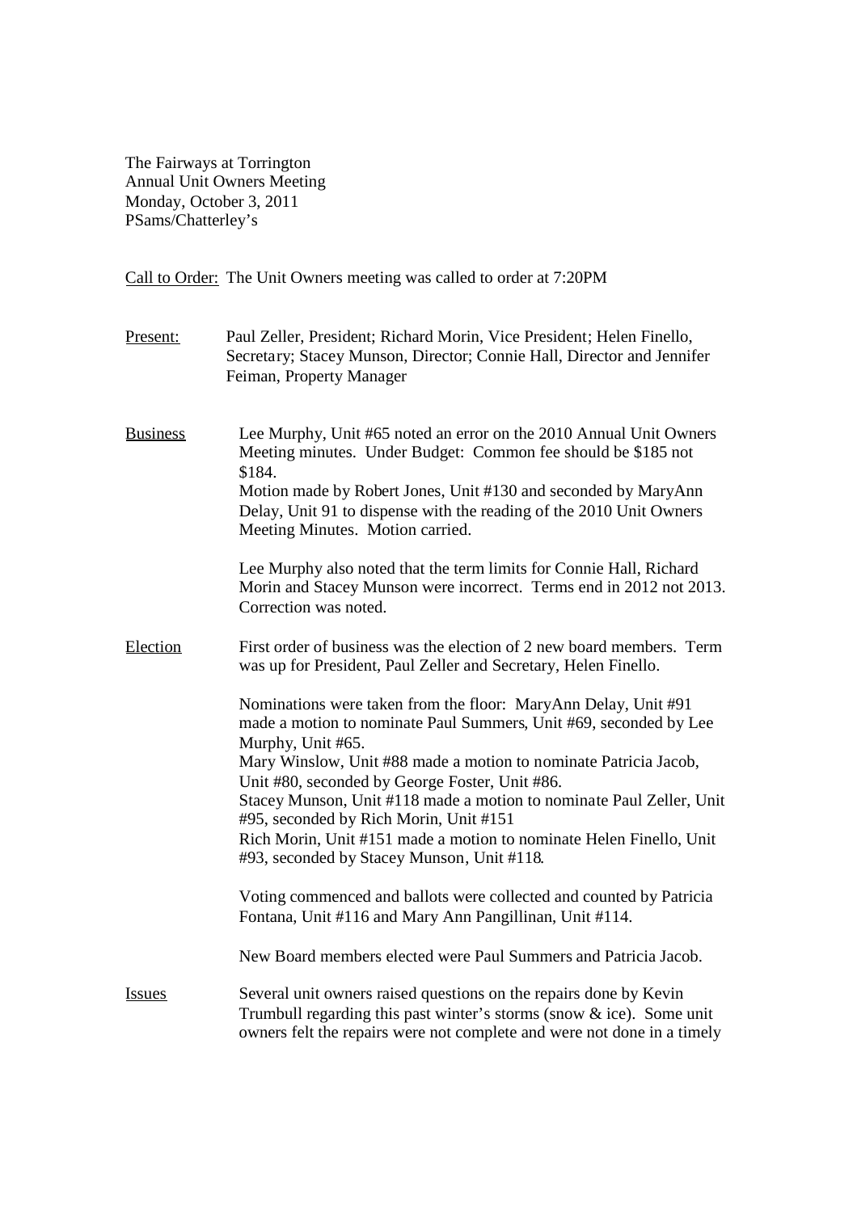The Fairways at Torrington
Annual Unit Owners Meeting
Monday, October 3, 2011
PSams/Chatterley's

<u>Call to Order:</u> The Unit Owners meeting was called to order at 7:20PM

<u>Present:</u> Paul Zeller, President; Richard Morin, Vice President; Helen Finello, Secretary; Stacey Munson, Director; Connie Hall, Director and Jennifer Feiman, Property Manager

<u>Business</u> Lee Murphy, Unit #65 noted an error on the 2010 Annual Unit Owners Meeting minutes. Under Budget: Common fee should be $185 not $184.
Motion made by Robert Jones, Unit #130 and seconded by MaryAnn Delay, Unit 91 to dispense with the reading of the 2010 Unit Owners Meeting Minutes. Motion carried.

Lee Murphy also noted that the term limits for Connie Hall, Richard Morin and Stacey Munson were incorrect. Terms end in 2012 not 2013. Correction was noted.

<u>Election</u> First order of business was the election of 2 new board members. Term was up for President, Paul Zeller and Secretary, Helen Finello.

Nominations were taken from the floor: MaryAnn Delay, Unit #91 made a motion to nominate Paul Summers, Unit #69, seconded by Lee Murphy, Unit #65.
Mary Winslow, Unit #88 made a motion to nominate Patricia Jacob, Unit #80, seconded by George Foster, Unit #86.
Stacey Munson, Unit #118 made a motion to nominate Paul Zeller, Unit #95, seconded by Rich Morin, Unit #151
Rich Morin, Unit #151 made a motion to nominate Helen Finello, Unit #93, seconded by Stacey Munson, Unit #118.

Voting commenced and ballots were collected and counted by Patricia Fontana, Unit #116 and Mary Ann Pangillinan, Unit #114.

New Board members elected were Paul Summers and Patricia Jacob.

<u>Issues</u> Several unit owners raised questions on the repairs done by Kevin Trumbull regarding this past winter's storms (snow & ice). Some unit owners felt the repairs were not complete and were not done in a timely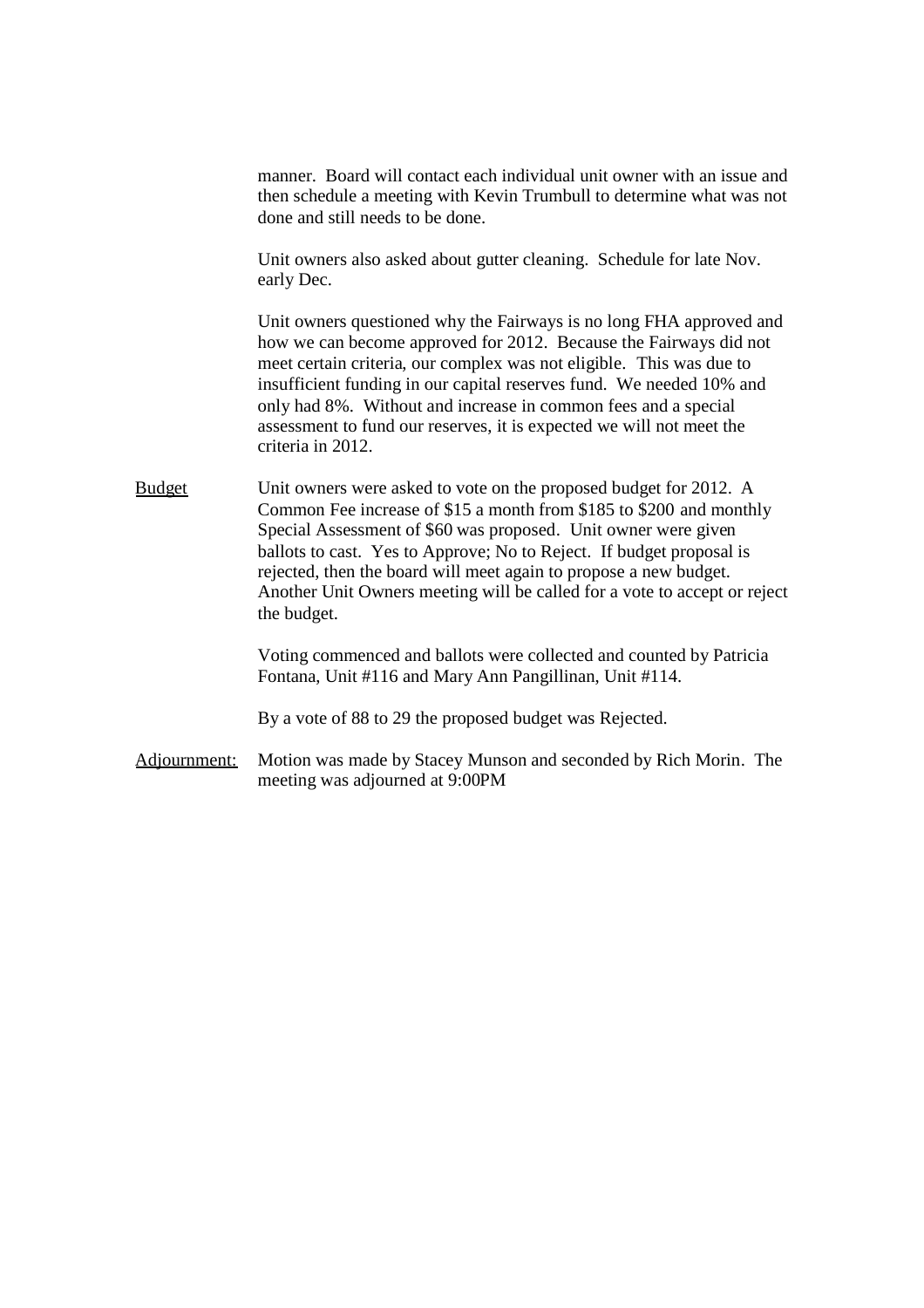manner. Board will contact each individual unit owner with an issue and then schedule a meeting with Kevin Trumbull to determine what was not done and still needs to be done.

Unit owners also asked about gutter cleaning. Schedule for late Nov. early Dec.

Unit owners questioned why the Fairways is no long FHA approved and how we can become approved for 2012. Because the Fairways did not meet certain criteria, our complex was not eligible. This was due to insufficient funding in our capital reserves fund. We needed 10% and only had 8%. Without and increase in common fees and a special assessment to fund our reserves, it is expected we will not meet the criteria in 2012.

<u>Budget</u> Unit owners were asked to vote on the proposed budget for 2012. A Common Fee increase of $15 a month from $185 to $200 and monthly Special Assessment of $60 was proposed. Unit owner were given ballots to cast. Yes to Approve; No to Reject. If budget proposal is rejected, then the board will meet again to propose a new budget. Another Unit Owners meeting will be called for a vote to accept or reject the budget.

Voting commenced and ballots were collected and counted by Patricia Fontana, Unit #116 and Mary Ann Pangillinan, Unit #114.

By a vote of 88 to 29 the proposed budget was Rejected.

<u>Adjournment:</u> Motion was made by Stacey Munson and seconded by Rich Morin. The meeting was adjourned at 9:00PM